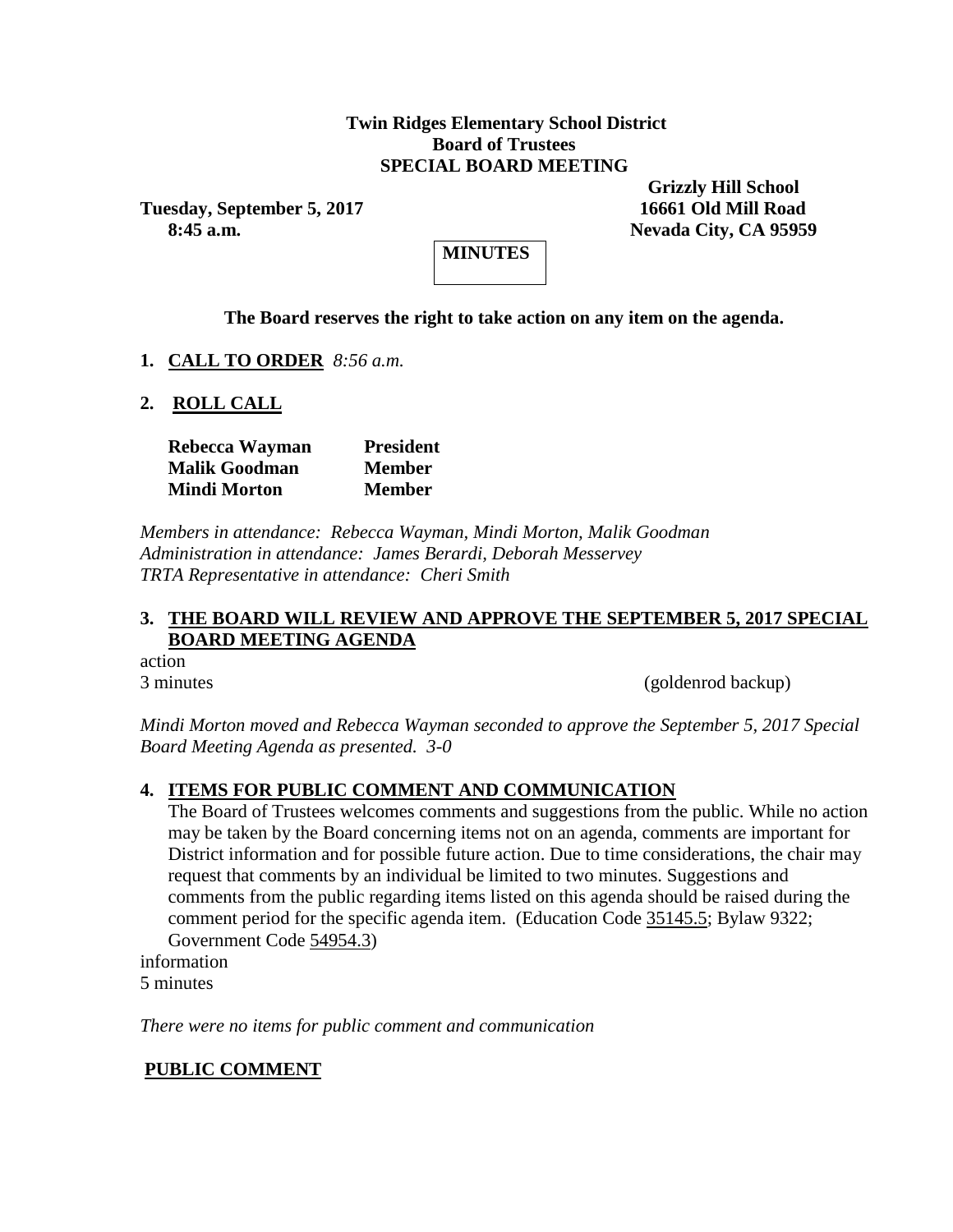**Twin Ridges Elementary School District**
**Board of Trustees**
**SPECIAL BOARD MEETING**

**Tuesday, September 5, 2017**
**8:45 a.m.**

**Grizzly Hill School**
**16661 Old Mill Road**
**Nevada City, CA 95959**

**MINUTES**

**The Board reserves the right to take action on any item on the agenda.**

1. **CALL TO ORDER** *8:56 a.m.*

2. **ROLL CALL**

| | |
|---|---|
| **Rebecca Wayman** | **President** |
| **Malik Goodman** | **Member** |
| **Mindi Morton** | **Member** |

*Members in attendance: Rebecca Wayman, Mindi Morton, Malik Goodman*
*Administration in attendance: James Berardi, Deborah Messervey*
*TRTA Representative in attendance: Cheri Smith*

3. **THE BOARD WILL REVIEW AND APPROVE THE SEPTEMBER 5, 2017 SPECIAL BOARD MEETING AGENDA**

action
3 minutes (goldenrod backup)

*Mindi Morton moved and Rebecca Wayman seconded to approve the September 5, 2017 Special Board Meeting Agenda as presented. 3-0*

4. **ITEMS FOR PUBLIC COMMENT AND COMMUNICATION**
   The Board of Trustees welcomes comments and suggestions from the public. While no action may be taken by the Board concerning items not on an agenda, comments are important for District information and for possible future action. Due to time considerations, the chair may request that comments by an individual be limited to two minutes. Suggestions and comments from the public regarding items listed on this agenda should be raised during the comment period for the specific agenda item. (Education Code 35145.5; Bylaw 9322; Government Code 54954.3)

information
5 minutes

*There were no items for public comment and communication*

**PUBLIC COMMENT**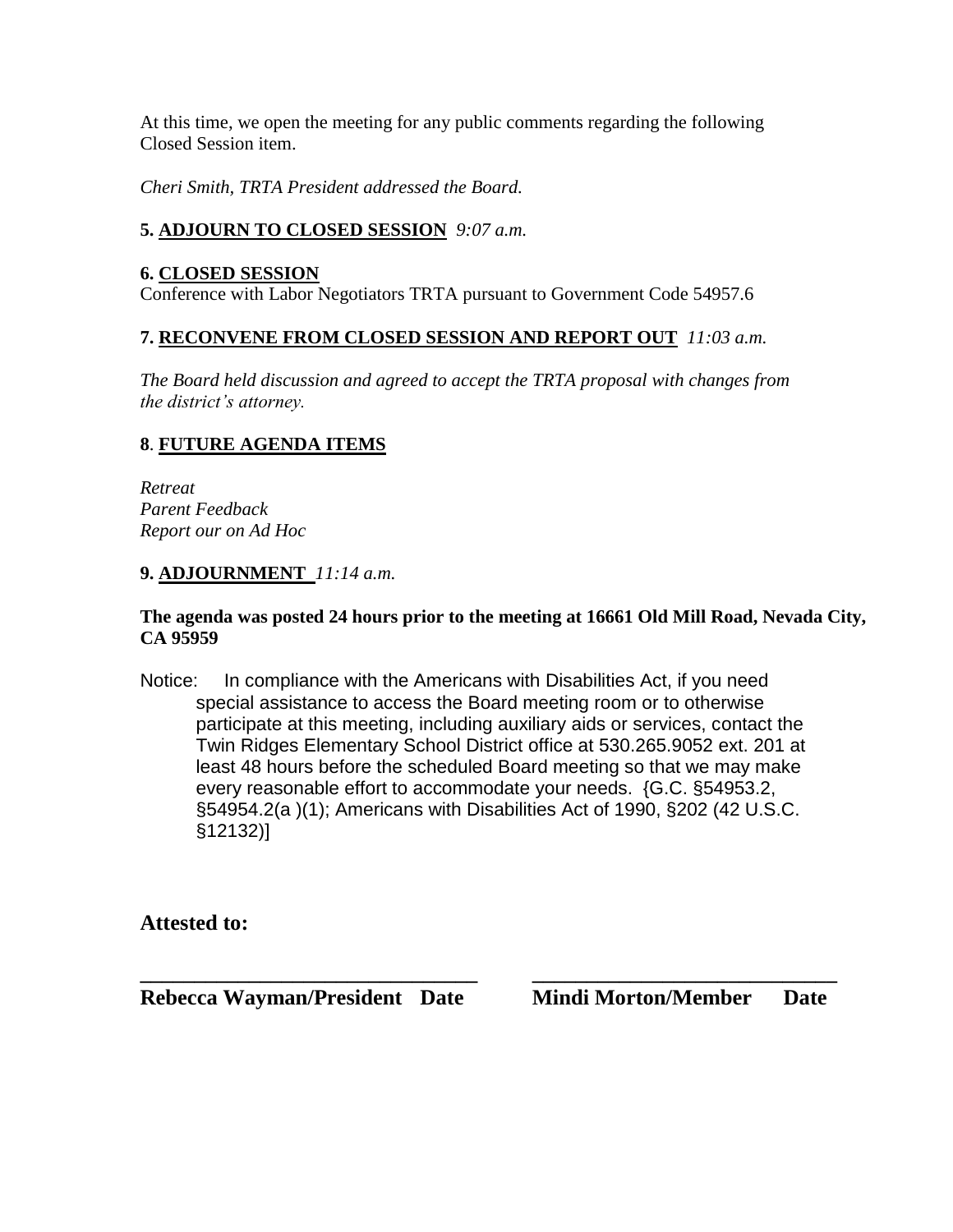At this time, we open the meeting for any public comments regarding the following Closed Session item.

*Cheri Smith, TRTA President addressed the Board.*

**5. ADJOURN TO CLOSED SESSION** *9:07 a.m.*

**6. CLOSED SESSION**
Conference with Labor Negotiators TRTA pursuant to Government Code 54957.6

**7. RECONVENE FROM CLOSED SESSION AND REPORT OUT** *11:03 a.m.*

*The Board held discussion and agreed to accept the TRTA proposal with changes from the district's attorney.*

**8. FUTURE AGENDA ITEMS**

*Retreat*
*Parent Feedback*
*Report our on Ad Hoc*

**9. ADJOURNMENT** *11:14 a.m.*

**The agenda was posted 24 hours prior to the meeting at 16661 Old Mill Road, Nevada City, CA 95959**

Notice: In compliance with the Americans with Disabilities Act, if you need special assistance to access the Board meeting room or to otherwise participate at this meeting, including auxiliary aids or services, contact the Twin Ridges Elementary School District office at 530.265.9052 ext. 201 at least 48 hours before the scheduled Board meeting so that we may make every reasonable effort to accommodate your needs. {G.C. §54953.2, §54954.2(a )(1); Americans with Disabilities Act of 1990, §202 (42 U.S.C. §12132)]

**Attested to:**

**Rebecca Wayman/President Date**

**Mindi Morton/Member Date**